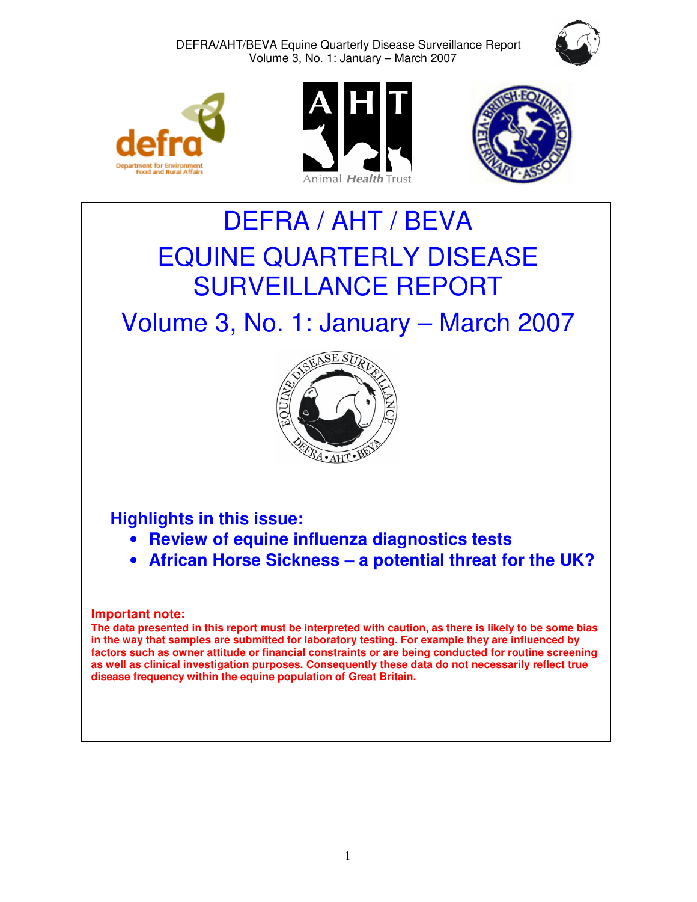# DEFRA / AHT / BEVA

# EQUINE QUARTERLY DISEASE SURVEILLANCE REPORT

## Volume 3, No. 1: January – March 2007

### Highlights in this issue:

- **Review of equine influenza diagnostics tests**
- **African Horse Sickness – a potential threat for the UK?**

**Important note:**
**The data presented in this report must be interpreted with caution, as there is likely to be some bias in the way that samples are submitted for laboratory testing. For example they are influenced by factors such as owner attitude or financial constraints or are being conducted for routine screening as well as clinical investigation purposes. Consequently these data do not necessarily reflect true disease frequency within the equine population of Great Britain.**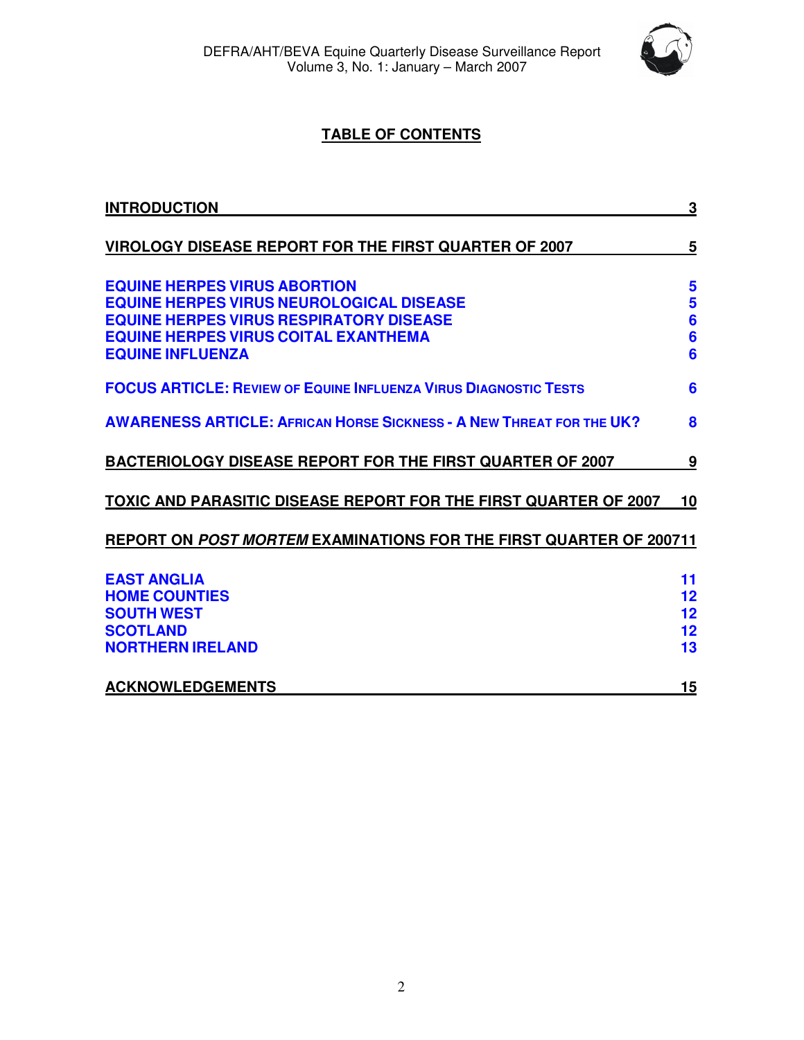## TABLE OF CONTENTS

| | |
|---|---|
| **INTRODUCTION** | **3** |
| **VIROLOGY DISEASE REPORT FOR THE FIRST QUARTER OF 2007** | **5** |
| **EQUINE HERPES VIRUS ABORTION** | **5** |
| **EQUINE HERPES VIRUS NEUROLOGICAL DISEASE** | **5** |
| **EQUINE HERPES VIRUS RESPIRATORY DISEASE** | **6** |
| **EQUINE HERPES VIRUS COITAL EXANTHEMA** | **6** |
| **EQUINE INFLUENZA** | **6** |
| **FOCUS ARTICLE: REVIEW OF EQUINE INFLUENZA VIRUS DIAGNOSTIC TESTS** | **6** |
| **AWARENESS ARTICLE: AFRICAN HORSE SICKNESS - A NEW THREAT FOR THE UK?** | **8** |
| **BACTERIOLOGY DISEASE REPORT FOR THE FIRST QUARTER OF 2007** | **9** |
| **TOXIC AND PARASITIC DISEASE REPORT FOR THE FIRST QUARTER OF 2007** | **10** |
| **REPORT ON *POST MORTEM* EXAMINATIONS FOR THE FIRST QUARTER OF 2007** | **11** |
| **EAST ANGLIA** | **11** |
| **HOME COUNTIES** | **12** |
| **SOUTH WEST** | **12** |
| **SCOTLAND** | **12** |
| **NORTHERN IRELAND** | **13** |
| **ACKNOWLEDGEMENTS** | **15** |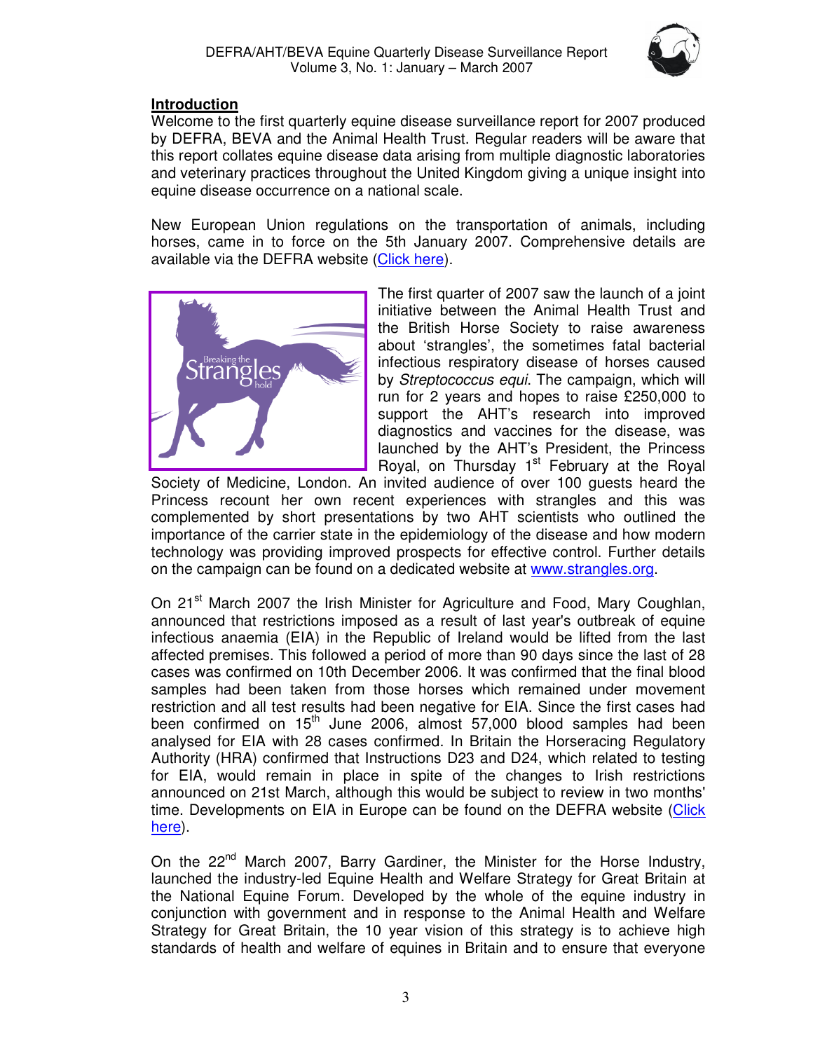## Introduction

Welcome to the first quarterly equine disease surveillance report for 2007 produced by DEFRA, BEVA and the Animal Health Trust. Regular readers will be aware that this report collates equine disease data arising from multiple diagnostic laboratories and veterinary practices throughout the United Kingdom giving a unique insight into equine disease occurrence on a national scale.

New European Union regulations on the transportation of animals, including horses, came in to force on the 5th January 2007. Comprehensive details are available via the DEFRA website (Click here).

The first quarter of 2007 saw the launch of a joint initiative between the Animal Health Trust and the British Horse Society to raise awareness about 'strangles', the sometimes fatal bacterial infectious respiratory disease of horses caused by *Streptococcus equi*. The campaign, which will run for 2 years and hopes to raise £250,000 to support the AHT's research into improved diagnostics and vaccines for the disease, was launched by the AHT's President, the Princess Royal, on Thursday 1st February at the Royal Society of Medicine, London. An invited audience of over 100 guests heard the Princess recount her own recent experiences with strangles and this was complemented by short presentations by two AHT scientists who outlined the importance of the carrier state in the epidemiology of the disease and how modern technology was providing improved prospects for effective control. Further details on the campaign can be found on a dedicated website at www.strangles.org.

On 21st March 2007 the Irish Minister for Agriculture and Food, Mary Coughlan, announced that restrictions imposed as a result of last year's outbreak of equine infectious anaemia (EIA) in the Republic of Ireland would be lifted from the last affected premises. This followed a period of more than 90 days since the last of 28 cases was confirmed on 10th December 2006. It was confirmed that the final blood samples had been taken from those horses which remained under movement restriction and all test results had been negative for EIA. Since the first cases had been confirmed on 15th June 2006, almost 57,000 blood samples had been analysed for EIA with 28 cases confirmed. In Britain the Horseracing Regulatory Authority (HRA) confirmed that Instructions D23 and D24, which related to testing for EIA, would remain in place in spite of the changes to Irish restrictions announced on 21st March, although this would be subject to review in two months' time. Developments on EIA in Europe can be found on the DEFRA website (Click here).

On the 22nd March 2007, Barry Gardiner, the Minister for the Horse Industry, launched the industry-led Equine Health and Welfare Strategy for Great Britain at the National Equine Forum. Developed by the whole of the equine industry in conjunction with government and in response to the Animal Health and Welfare Strategy for Great Britain, the 10 year vision of this strategy is to achieve high standards of health and welfare of equines in Britain and to ensure that everyone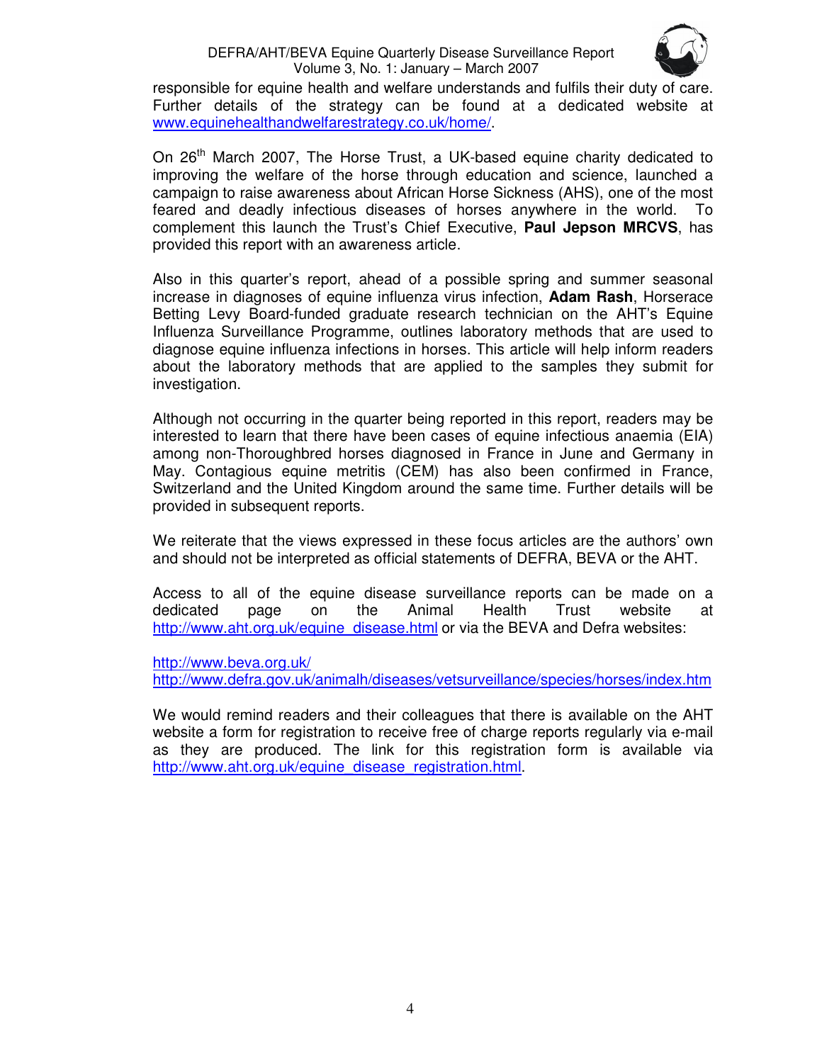responsible for equine health and welfare understands and fulfils their duty of care. Further details of the strategy can be found at a dedicated website at www.equinehealthandwelfarestrategy.co.uk/home/.

On 26th March 2007, The Horse Trust, a UK-based equine charity dedicated to improving the welfare of the horse through education and science, launched a campaign to raise awareness about African Horse Sickness (AHS), one of the most feared and deadly infectious diseases of horses anywhere in the world. To complement this launch the Trust's Chief Executive, **Paul Jepson MRCVS**, has provided this report with an awareness article.

Also in this quarter's report, ahead of a possible spring and summer seasonal increase in diagnoses of equine influenza virus infection, **Adam Rash**, Horserace Betting Levy Board-funded graduate research technician on the AHT's Equine Influenza Surveillance Programme, outlines laboratory methods that are used to diagnose equine influenza infections in horses. This article will help inform readers about the laboratory methods that are applied to the samples they submit for investigation.

Although not occurring in the quarter being reported in this report, readers may be interested to learn that there have been cases of equine infectious anaemia (EIA) among non-Thoroughbred horses diagnosed in France in June and Germany in May. Contagious equine metritis (CEM) has also been confirmed in France, Switzerland and the United Kingdom around the same time. Further details will be provided in subsequent reports.

We reiterate that the views expressed in these focus articles are the authors' own and should not be interpreted as official statements of DEFRA, BEVA or the AHT.

Access to all of the equine disease surveillance reports can be made on a dedicated page on the Animal Health Trust website at http://www.aht.org.uk/equine_disease.html or via the BEVA and Defra websites:

http://www.beva.org.uk/
http://www.defra.gov.uk/animalh/diseases/vetsurveillance/species/horses/index.htm

We would remind readers and their colleagues that there is available on the AHT website a form for registration to receive free of charge reports regularly via e-mail as they are produced. The link for this registration form is available via http://www.aht.org.uk/equine_disease_registration.html.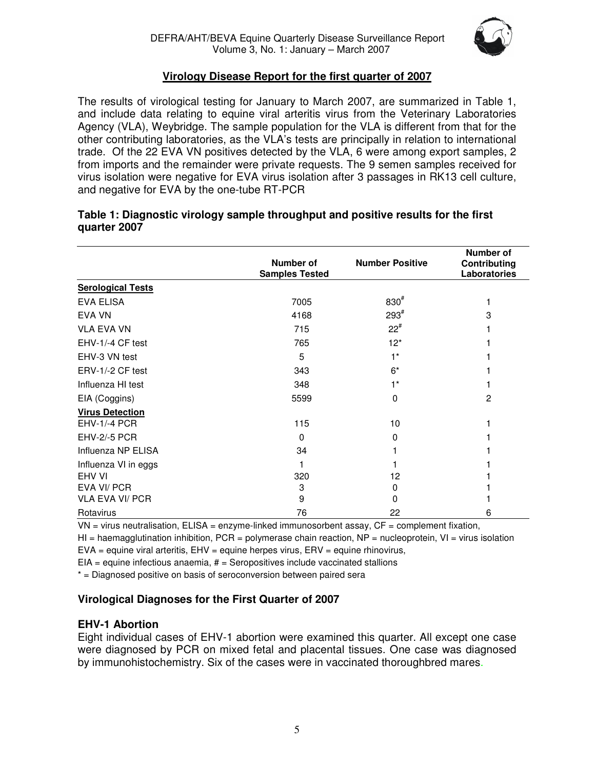## Virology Disease Report for the first quarter of 2007

The results of virological testing for January to March 2007, are summarized in Table 1, and include data relating to equine viral arteritis virus from the Veterinary Laboratories Agency (VLA), Weybridge. The sample population for the VLA is different from that for the other contributing laboratories, as the VLA's tests are principally in relation to international trade. Of the 22 EVA VN positives detected by the VLA, 6 were among export samples, 2 from imports and the remainder were private requests. The 9 semen samples received for virus isolation were negative for EVA virus isolation after 3 passages in RK13 cell culture, and negative for EVA by the one-tube RT-PCR

**Table 1: Diagnostic virology sample throughput and positive results for the first quarter 2007**

| | Number of Samples Tested | Number Positive | Number of Contributing Laboratories |
|---|---|---|---|
| **Serological Tests** | | | |
| EVA ELISA | 7005 | 830# | 1 |
| EVA VN | 4168 | 293# | 3 |
| VLA EVA VN | 715 | 22# | 1 |
| EHV-1/-4 CF test | 765 | 12* | 1 |
| EHV-3 VN test | 5 | 1* | 1 |
| ERV-1/-2 CF test | 343 | 6* | 1 |
| Influenza HI test | 348 | 1* | 1 |
| EIA (Coggins) | 5599 | 0 | 2 |
| **Virus Detection** | | | |
| EHV-1/-4 PCR | 115 | 10 | 1 |
| EHV-2/-5 PCR | 0 | 0 | 1 |
| Influenza NP ELISA | 34 | 1 | 1 |
| Influenza VI in eggs | 1 | 1 | 1 |
| EHV VI | 320 | 12 | 1 |
| EVA VI/ PCR | 3 | 0 | 1 |
| VLA EVA VI/ PCR | 9 | 0 | 1 |
| Rotavirus | 76 | 22 | 6 |

VN = virus neutralisation, ELISA = enzyme-linked immunosorbent assay, CF = complement fixation,
HI = haemagglutination inhibition, PCR = polymerase chain reaction, NP = nucleoprotein, VI = virus isolation
EVA = equine viral arteritis, EHV = equine herpes virus, ERV = equine rhinovirus,
EIA = equine infectious anaemia, # = Seropositives include vaccinated stallions
* = Diagnosed positive on basis of seroconversion between paired sera

### Virological Diagnoses for the First Quarter of 2007

### EHV-1 Abortion

Eight individual cases of EHV-1 abortion were examined this quarter. All except one case were diagnosed by PCR on mixed fetal and placental tissues. One case was diagnosed by immunohistochemistry. Six of the cases were in vaccinated thoroughbred mares.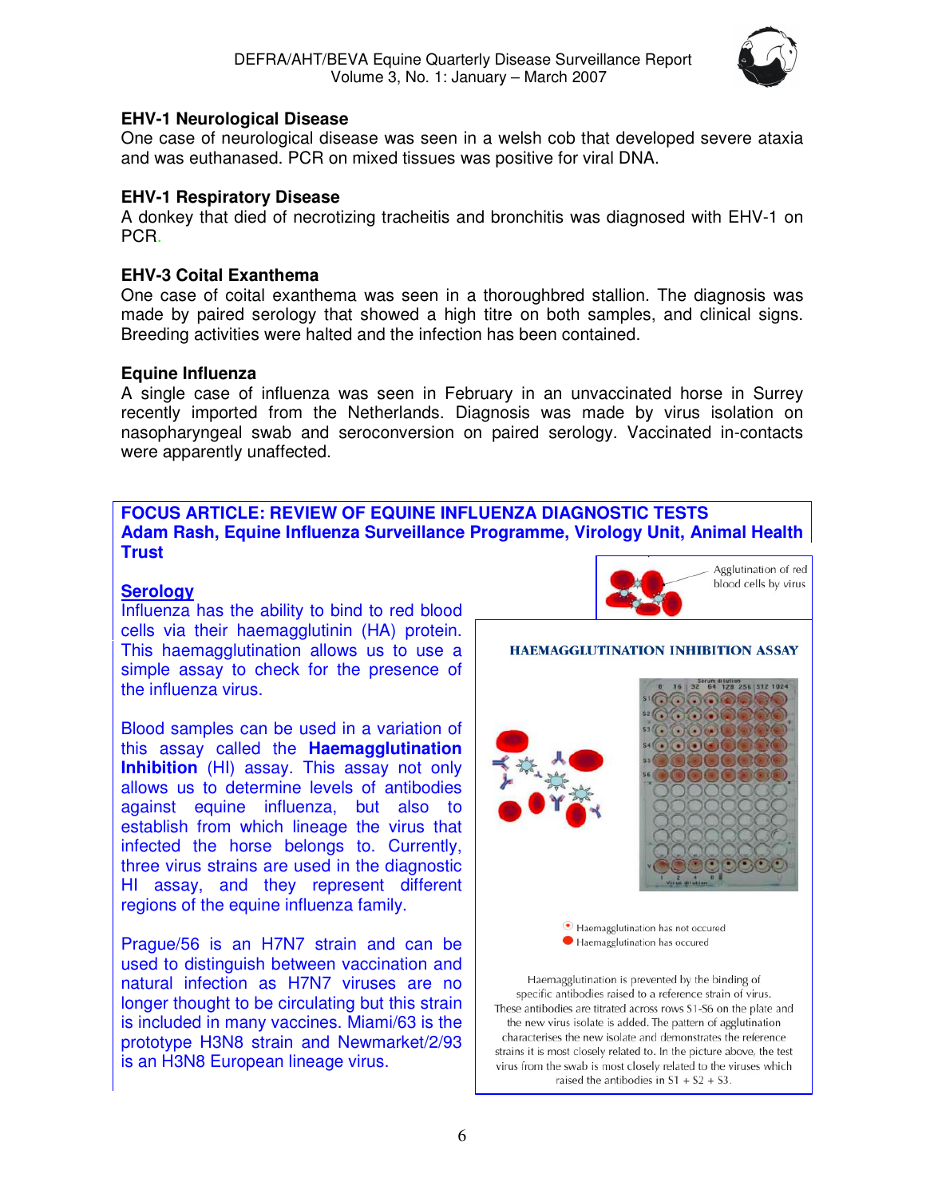## EHV-1 Neurological Disease

One case of neurological disease was seen in a welsh cob that developed severe ataxia and was euthanased. PCR on mixed tissues was positive for viral DNA.

## EHV-1 Respiratory Disease

A donkey that died of necrotizing tracheitis and bronchitis was diagnosed with EHV-1 on PCR.

## EHV-3 Coital Exanthema

One case of coital exanthema was seen in a thoroughbred stallion. The diagnosis was made by paired serology that showed a high titre on both samples, and clinical signs. Breeding activities were halted and the infection has been contained.

## Equine Influenza

A single case of influenza was seen in February in an unvaccinated horse in Surrey recently imported from the Netherlands. Diagnosis was made by virus isolation on nasopharyngeal swab and seroconversion on paired serology. Vaccinated in-contacts were apparently unaffected.

## FOCUS ARTICLE: REVIEW OF EQUINE INFLUENZA DIAGNOSTIC TESTS

**Adam Rash, Equine Influenza Surveillance Programme, Virology Unit, Animal Health Trust**

### Serology

Influenza has the ability to bind to red blood cells via their haemagglutinin (HA) protein. This haemagglutination allows us to use a simple assay to check for the presence of the influenza virus.

Blood samples can be used in a variation of this assay called the **Haemagglutination Inhibition** (HI) assay. This assay not only allows us to determine levels of antibodies against equine influenza, but also to establish from which lineage the virus that infected the horse belongs to. Currently, three virus strains are used in the diagnostic HI assay, and they represent different regions of the equine influenza family.

Prague/56 is an H7N7 strain and can be used to distinguish between vaccination and natural infection as H7N7 viruses are no longer thought to be circulating but this strain is included in many vaccines. Miami/63 is the prototype H3N8 strain and Newmarket/2/93 is an H3N8 European lineage virus.

Agglutination of red blood cells by virus

**HAEMAGGLUTINATION INHIBITION ASSAY**

Haemagglutination has not occured

Haemagglutination has occured

Haemagglutination is prevented by the binding of specific antibodies raised to a reference strain of virus. These antibodies are titrated across rows S1-S6 on the plate and the new virus isolate is added. The pattern of agglutination characterises the new isolate and demonstrates the reference strains it is most closely related to. In the picture above, the test virus from the swab is most closely related to the viruses which raised the antibodies in S1 + S2 + S3.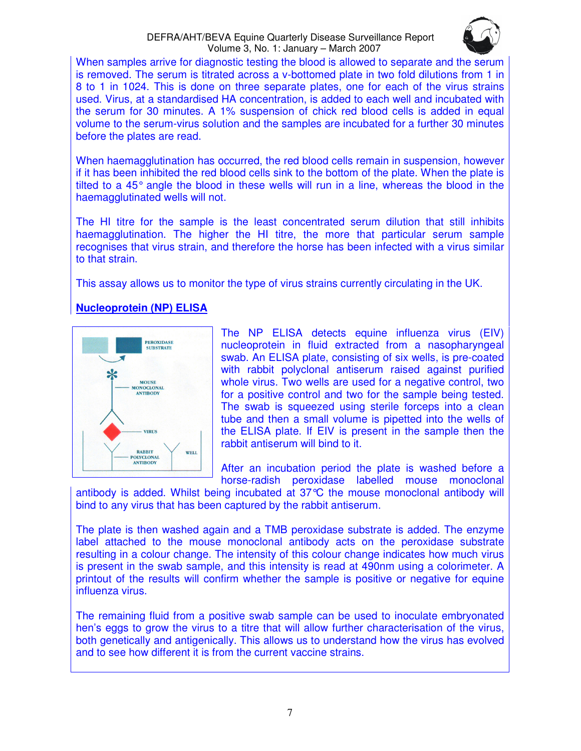When samples arrive for diagnostic testing the blood is allowed to separate and the serum is removed. The serum is titrated across a v-bottomed plate in two fold dilutions from 1 in 8 to 1 in 1024. This is done on three separate plates, one for each of the virus strains used. Virus, at a standardised HA concentration, is added to each well and incubated with the serum for 30 minutes. A 1% suspension of chick red blood cells is added in equal volume to the serum-virus solution and the samples are incubated for a further 30 minutes before the plates are read.

When haemagglutination has occurred, the red blood cells remain in suspension, however if it has been inhibited the red blood cells sink to the bottom of the plate. When the plate is tilted to a 45° angle the blood in these wells will run in a line, whereas the blood in the haemagglutinated wells will not.

The HI titre for the sample is the least concentrated serum dilution that still inhibits haemagglutination. The higher the HI titre, the more that particular serum sample recognises that virus strain, and therefore the horse has been infected with a virus similar to that strain.

This assay allows us to monitor the type of virus strains currently circulating in the UK.

## Nucleoprotein (NP) ELISA

PEROXIDASE SUBSTRATE

MOUSE MONOCLONAL ANTIBODY

VIRUS

RABBIT POLYCLONAL ANTIBODY

WELL

The NP ELISA detects equine influenza virus (EIV) nucleoprotein in fluid extracted from a nasopharyngeal swab. An ELISA plate, consisting of six wells, is pre-coated with rabbit polyclonal antiserum raised against purified whole virus. Two wells are used for a negative control, two for a positive control and two for the sample being tested. The swab is squeezed using sterile forceps into a clean tube and then a small volume is pipetted into the wells of the ELISA plate. If EIV is present in the sample then the rabbit antiserum will bind to it.

After an incubation period the plate is washed before a horse-radish peroxidase labelled mouse monoclonal antibody is added. Whilst being incubated at 37°C the mouse monoclonal antibody will bind to any virus that has been captured by the rabbit antiserum.

The plate is then washed again and a TMB peroxidase substrate is added. The enzyme label attached to the mouse monoclonal antibody acts on the peroxidase substrate resulting in a colour change. The intensity of this colour change indicates how much virus is present in the swab sample, and this intensity is read at 490nm using a colorimeter. A printout of the results will confirm whether the sample is positive or negative for equine influenza virus.

The remaining fluid from a positive swab sample can be used to inoculate embryonated hen's eggs to grow the virus to a titre that will allow further characterisation of the virus, both genetically and antigenically. This allows us to understand how the virus has evolved and to see how different it is from the current vaccine strains.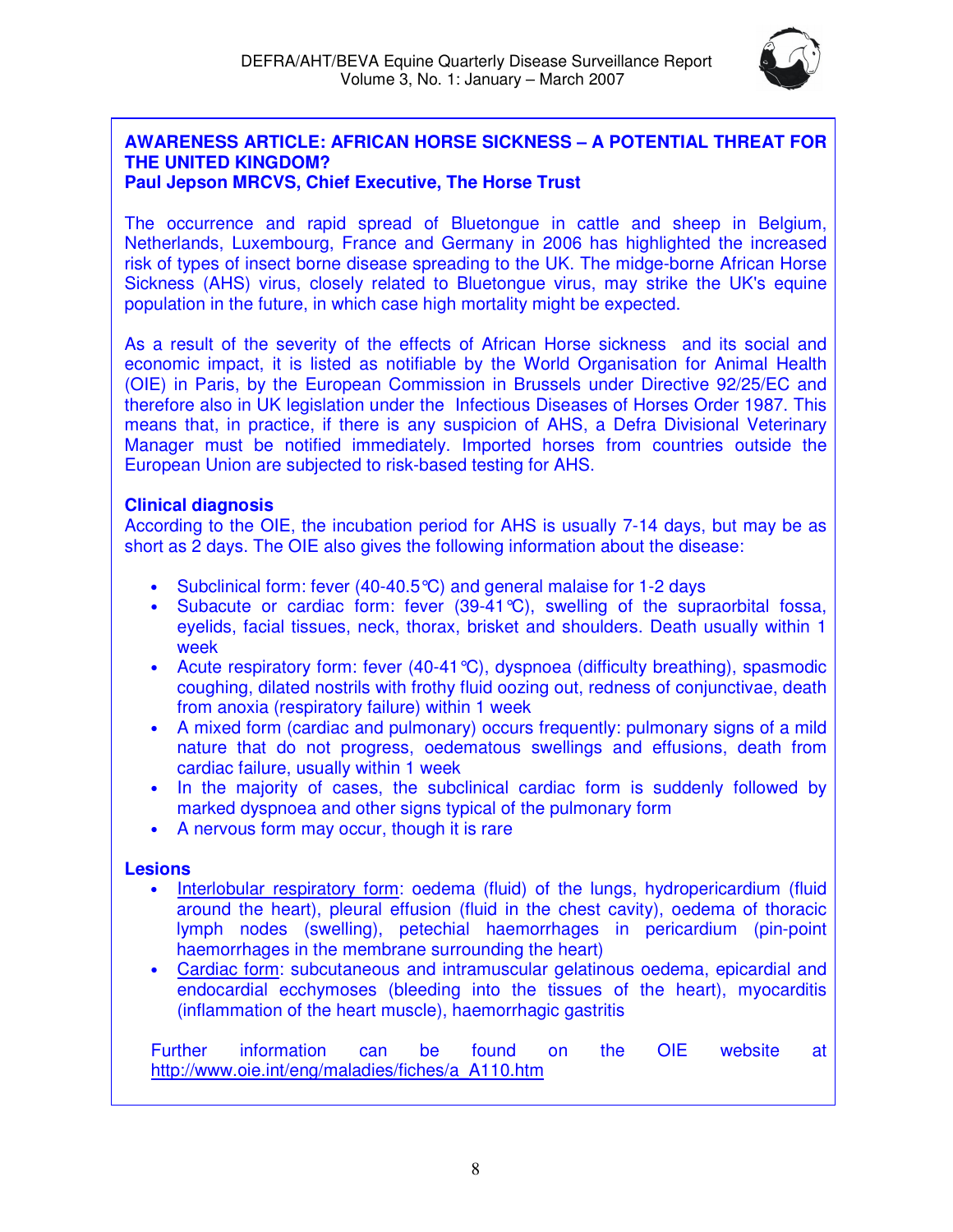## AWARENESS ARTICLE: AFRICAN HORSE SICKNESS – A POTENTIAL THREAT FOR THE UNITED KINGDOM?

**Paul Jepson MRCVS, Chief Executive, The Horse Trust**

The occurrence and rapid spread of Bluetongue in cattle and sheep in Belgium, Netherlands, Luxembourg, France and Germany in 2006 has highlighted the increased risk of types of insect borne disease spreading to the UK. The midge-borne African Horse Sickness (AHS) virus, closely related to Bluetongue virus, may strike the UK's equine population in the future, in which case high mortality might be expected.

As a result of the severity of the effects of African Horse sickness and its social and economic impact, it is listed as notifiable by the World Organisation for Animal Health (OIE) in Paris, by the European Commission in Brussels under Directive 92/25/EC and therefore also in UK legislation under the Infectious Diseases of Horses Order 1987. This means that, in practice, if there is any suspicion of AHS, a Defra Divisional Veterinary Manager must be notified immediately. Imported horses from countries outside the European Union are subjected to risk-based testing for AHS.

### Clinical diagnosis

According to the OIE, the incubation period for AHS is usually 7-14 days, but may be as short as 2 days. The OIE also gives the following information about the disease:

- Subclinical form: fever (40-40.5°C) and general malaise for 1-2 days
- Subacute or cardiac form: fever (39-41°C), swelling of the supraorbital fossa, eyelids, facial tissues, neck, thorax, brisket and shoulders. Death usually within 1 week
- Acute respiratory form: fever (40-41°C), dyspnoea (difficulty breathing), spasmodic coughing, dilated nostrils with frothy fluid oozing out, redness of conjunctivae, death from anoxia (respiratory failure) within 1 week
- A mixed form (cardiac and pulmonary) occurs frequently: pulmonary signs of a mild nature that do not progress, oedematous swellings and effusions, death from cardiac failure, usually within 1 week
- In the majority of cases, the subclinical cardiac form is suddenly followed by marked dyspnoea and other signs typical of the pulmonary form
- A nervous form may occur, though it is rare

### Lesions

- Interlobular respiratory form: oedema (fluid) of the lungs, hydropericardium (fluid around the heart), pleural effusion (fluid in the chest cavity), oedema of thoracic lymph nodes (swelling), petechial haemorrhages in pericardium (pin-point haemorrhages in the membrane surrounding the heart)
- Cardiac form: subcutaneous and intramuscular gelatinous oedema, epicardial and endocardial ecchymoses (bleeding into the tissues of the heart), myocarditis (inflammation of the heart muscle), haemorrhagic gastritis

Further information can be found on the OIE website at http://www.oie.int/eng/maladies/fiches/a_A110.htm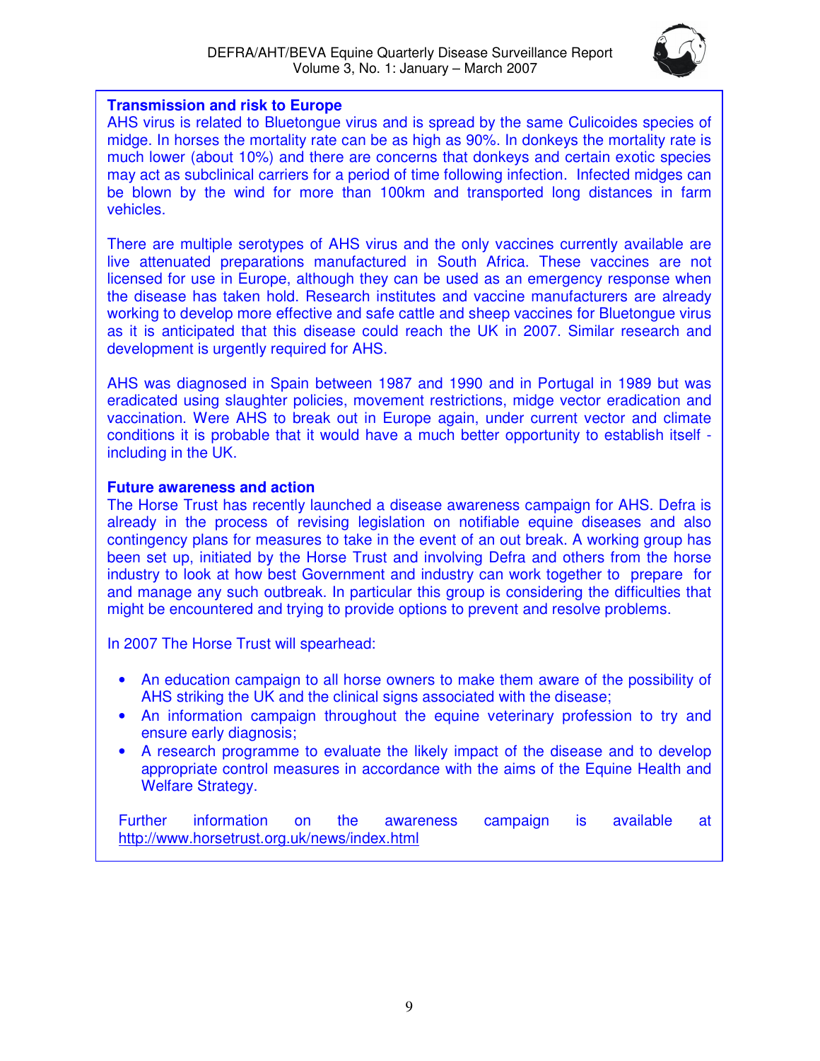**Transmission and risk to Europe**

AHS virus is related to Bluetongue virus and is spread by the same Culicoides species of midge. In horses the mortality rate can be as high as 90%. In donkeys the mortality rate is much lower (about 10%) and there are concerns that donkeys and certain exotic species may act as subclinical carriers for a period of time following infection. Infected midges can be blown by the wind for more than 100km and transported long distances in farm vehicles.

There are multiple serotypes of AHS virus and the only vaccines currently available are live attenuated preparations manufactured in South Africa. These vaccines are not licensed for use in Europe, although they can be used as an emergency response when the disease has taken hold. Research institutes and vaccine manufacturers are already working to develop more effective and safe cattle and sheep vaccines for Bluetongue virus as it is anticipated that this disease could reach the UK in 2007. Similar research and development is urgently required for AHS.

AHS was diagnosed in Spain between 1987 and 1990 and in Portugal in 1989 but was eradicated using slaughter policies, movement restrictions, midge vector eradication and vaccination. Were AHS to break out in Europe again, under current vector and climate conditions it is probable that it would have a much better opportunity to establish itself - including in the UK.

**Future awareness and action**

The Horse Trust has recently launched a disease awareness campaign for AHS. Defra is already in the process of revising legislation on notifiable equine diseases and also contingency plans for measures to take in the event of an out break. A working group has been set up, initiated by the Horse Trust and involving Defra and others from the horse industry to look at how best Government and industry can work together to prepare for and manage any such outbreak. In particular this group is considering the difficulties that might be encountered and trying to provide options to prevent and resolve problems.

In 2007 The Horse Trust will spearhead:

- An education campaign to all horse owners to make them aware of the possibility of AHS striking the UK and the clinical signs associated with the disease;
- An information campaign throughout the equine veterinary profession to try and ensure early diagnosis;
- A research programme to evaluate the likely impact of the disease and to develop appropriate control measures in accordance with the aims of the Equine Health and Welfare Strategy.

Further information on the awareness campaign is available at http://www.horsetrust.org.uk/news/index.html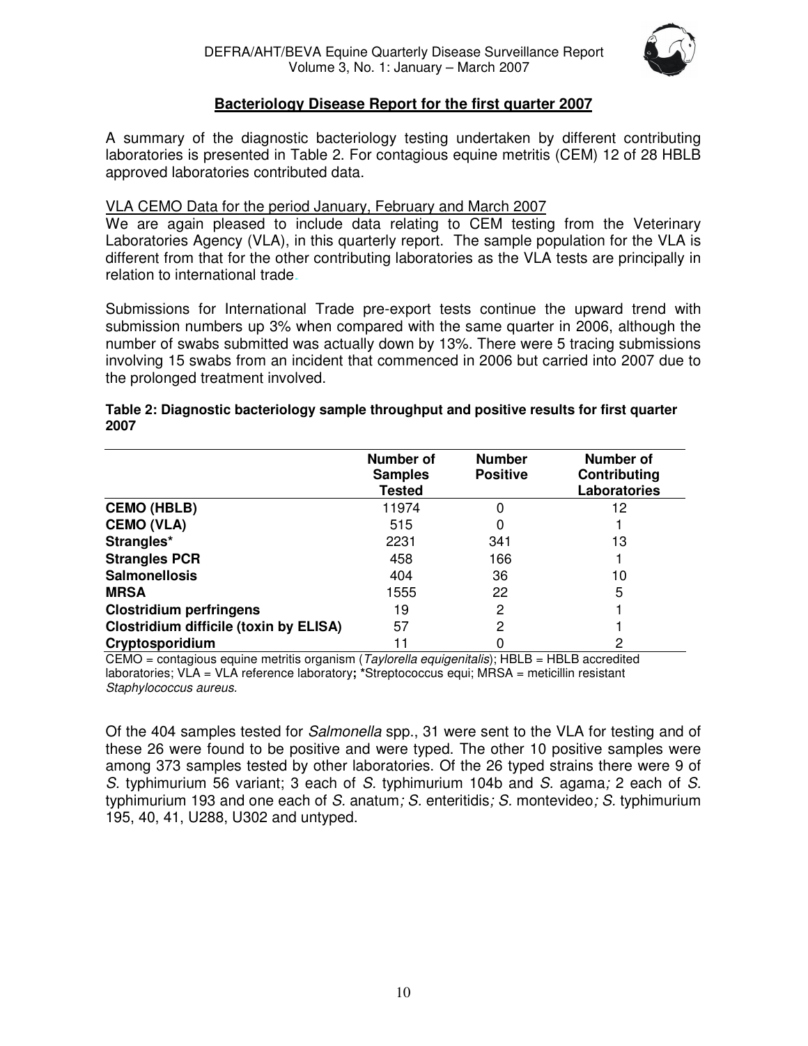## Bacteriology Disease Report for the first quarter 2007

A summary of the diagnostic bacteriology testing undertaken by different contributing laboratories is presented in Table 2. For contagious equine metritis (CEM) 12 of 28 HBLB approved laboratories contributed data.

### VLA CEMO Data for the period January, February and March 2007

We are again pleased to include data relating to CEM testing from the Veterinary Laboratories Agency (VLA), in this quarterly report. The sample population for the VLA is different from that for the other contributing laboratories as the VLA tests are principally in relation to international trade.

Submissions for International Trade pre-export tests continue the upward trend with submission numbers up 3% when compared with the same quarter in 2006, although the number of swabs submitted was actually down by 13%. There were 5 tracing submissions involving 15 swabs from an incident that commenced in 2006 but carried into 2007 due to the prolonged treatment involved.

**Table 2: Diagnostic bacteriology sample throughput and positive results for first quarter 2007**

| | Number of Samples Tested | Number Positive | Number of Contributing Laboratories |
|---|---|---|---|
| **CEMO (HBLB)** | 11974 | 0 | 12 |
| **CEMO (VLA)** | 515 | 0 | 1 |
| **Strangles*** | 2231 | 341 | 13 |
| **Strangles PCR** | 458 | 166 | 1 |
| **Salmonellosis** | 404 | 36 | 10 |
| **MRSA** | 1555 | 22 | 5 |
| **Clostridium perfringens** | 19 | 2 | 1 |
| **Clostridium difficile (toxin by ELISA)** | 57 | 2 | 1 |
| **Cryptosporidium** | 11 | 0 | 2 |

CEMO = contagious equine metritis organism (*Taylorella equigenitalis*); HBLB = HBLB accredited laboratories; VLA = VLA reference laboratory**;** *Streptococcus equi; MRSA = meticillin resistant *Staphylococcus aureus.*

Of the 404 samples tested for *Salmonella* spp., 31 were sent to the VLA for testing and of these 26 were found to be positive and were typed. The other 10 positive samples were among 373 samples tested by other laboratories. Of the 26 typed strains there were 9 of *S*. typhimurium 56 variant; 3 each of *S*. typhimurium 104b and *S*. agama*;* 2 each of *S.* typhimurium 193 and one each of *S.* anatum*; S.* enteritidis*; S*. montevideo*; S*. typhimurium 195, 40, 41, U288, U302 and untyped.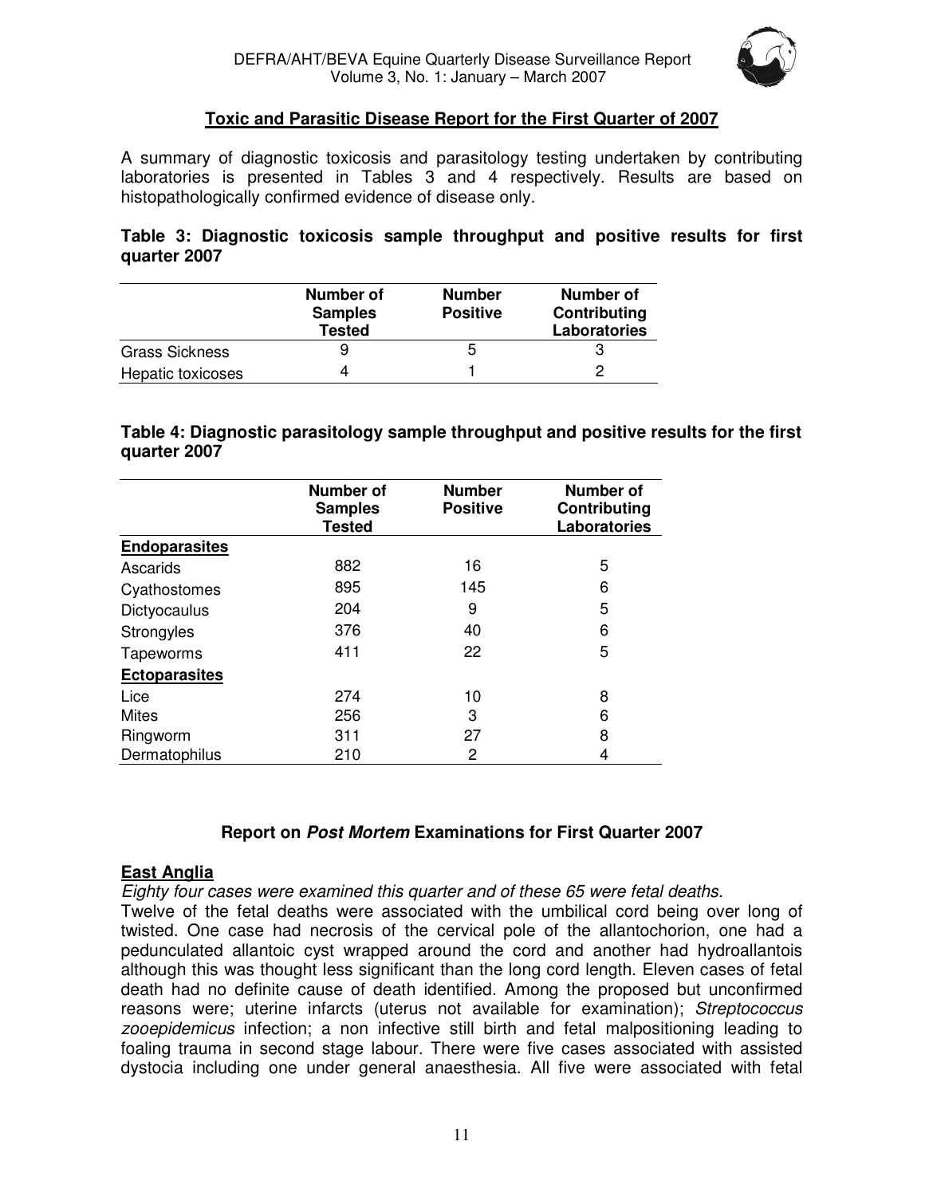## Toxic and Parasitic Disease Report for the First Quarter of 2007

A summary of diagnostic toxicosis and parasitology testing undertaken by contributing laboratories is presented in Tables 3 and 4 respectively. Results are based on histopathologically confirmed evidence of disease only.

**Table 3: Diagnostic toxicosis sample throughput and positive results for first quarter 2007**

| | Number of Samples Tested | Number Positive | Number of Contributing Laboratories |
|---|---|---|---|
| Grass Sickness | 9 | 5 | 3 |
| Hepatic toxicoses | 4 | 1 | 2 |

**Table 4: Diagnostic parasitology sample throughput and positive results for the first quarter 2007**

| | Number of Samples Tested | Number Positive | Number of Contributing Laboratories |
|---|---|---|---|
| **Endoparasites** | | | |
| Ascarids | 882 | 16 | 5 |
| Cyathostomes | 895 | 145 | 6 |
| Dictyocaulus | 204 | 9 | 5 |
| Strongyles | 376 | 40 | 6 |
| Tapeworms | 411 | 22 | 5 |
| **Ectoparasites** | | | |
| Lice | 274 | 10 | 8 |
| Mites | 256 | 3 | 6 |
| Ringworm | 311 | 27 | 8 |
| Dermatophilus | 210 | 2 | 4 |

## Report on *Post Mortem* Examinations for First Quarter 2007

### East Anglia

*Eighty four cases were examined this quarter and of these 65 were fetal deaths.*

Twelve of the fetal deaths were associated with the umbilical cord being over long of twisted. One case had necrosis of the cervical pole of the allantochorion, one had a pedunculated allantoic cyst wrapped around the cord and another had hydroallantois although this was thought less significant than the long cord length. Eleven cases of fetal death had no definite cause of death identified. Among the proposed but unconfirmed reasons were; uterine infarcts (uterus not available for examination); *Streptococcus zooepidemicus* infection; a non infective still birth and fetal malpositioning leading to foaling trauma in second stage labour. There were five cases associated with assisted dystocia including one under general anaesthesia. All five were associated with fetal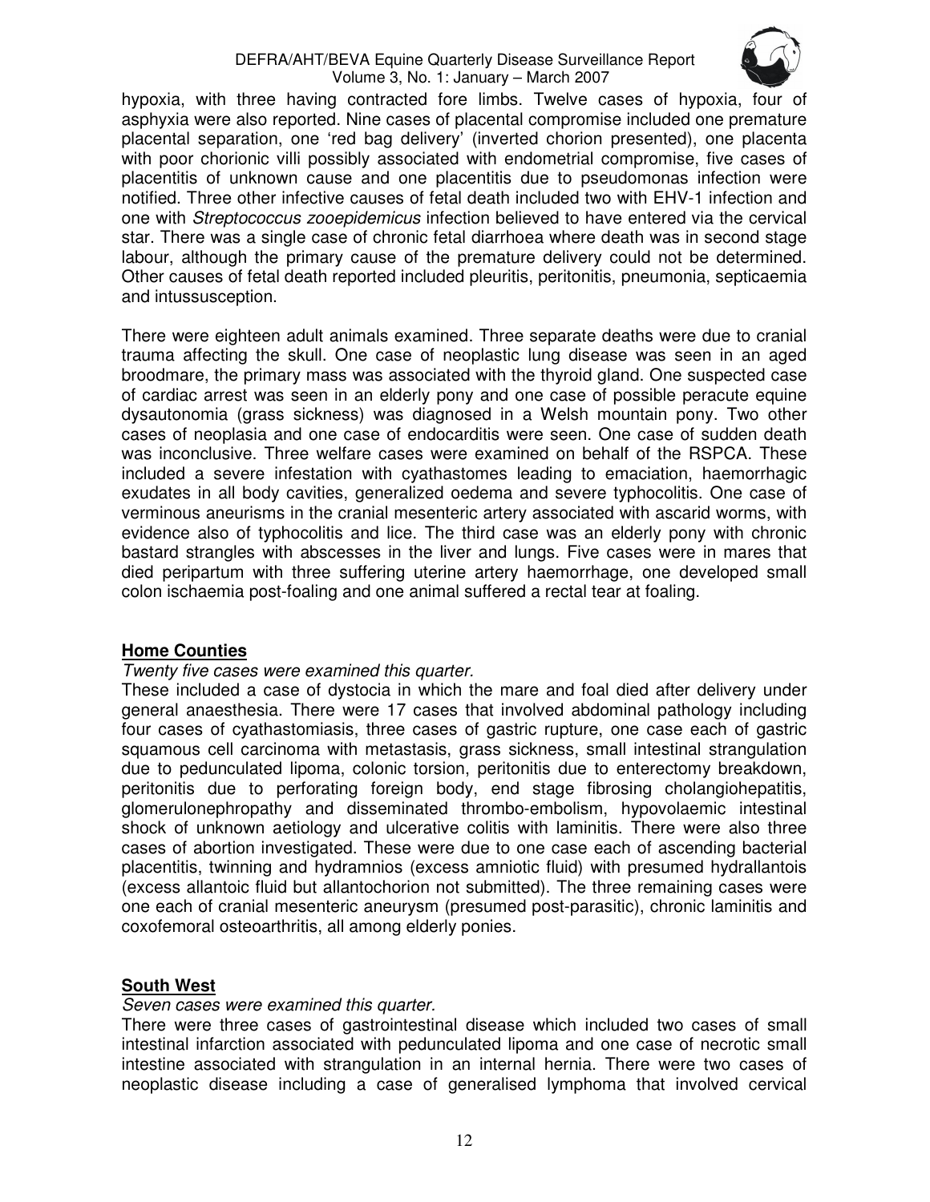hypoxia, with three having contracted fore limbs. Twelve cases of hypoxia, four of asphyxia were also reported. Nine cases of placental compromise included one premature placental separation, one 'red bag delivery' (inverted chorion presented), one placenta with poor chorionic villi possibly associated with endometrial compromise, five cases of placentitis of unknown cause and one placentitis due to pseudomonas infection were notified. Three other infective causes of fetal death included two with EHV-1 infection and one with *Streptococcus zooepidemicus* infection believed to have entered via the cervical star. There was a single case of chronic fetal diarrhoea where death was in second stage labour, although the primary cause of the premature delivery could not be determined. Other causes of fetal death reported included pleuritis, peritonitis, pneumonia, septicaemia and intussusception.

There were eighteen adult animals examined. Three separate deaths were due to cranial trauma affecting the skull. One case of neoplastic lung disease was seen in an aged broodmare, the primary mass was associated with the thyroid gland. One suspected case of cardiac arrest was seen in an elderly pony and one case of possible peracute equine dysautonomia (grass sickness) was diagnosed in a Welsh mountain pony. Two other cases of neoplasia and one case of endocarditis were seen. One case of sudden death was inconclusive. Three welfare cases were examined on behalf of the RSPCA. These included a severe infestation with cyathastomes leading to emaciation, haemorrhagic exudates in all body cavities, generalized oedema and severe typhocolitis. One case of verminous aneurisms in the cranial mesenteric artery associated with ascarid worms, with evidence also of typhocolitis and lice. The third case was an elderly pony with chronic bastard strangles with abscesses in the liver and lungs. Five cases were in mares that died peripartum with three suffering uterine artery haemorrhage, one developed small colon ischaemia post-foaling and one animal suffered a rectal tear at foaling.

## Home Counties

*Twenty five cases were examined this quarter.*

These included a case of dystocia in which the mare and foal died after delivery under general anaesthesia. There were 17 cases that involved abdominal pathology including four cases of cyathastomiasis, three cases of gastric rupture, one case each of gastric squamous cell carcinoma with metastasis, grass sickness, small intestinal strangulation due to pedunculated lipoma, colonic torsion, peritonitis due to enterectomy breakdown, peritonitis due to perforating foreign body, end stage fibrosing cholangiohepatitis, glomerulonephropathy and disseminated thrombo-embolism, hypovolaemic intestinal shock of unknown aetiology and ulcerative colitis with laminitis. There were also three cases of abortion investigated. These were due to one case each of ascending bacterial placentitis, twinning and hydramnios (excess amniotic fluid) with presumed hydrallantois (excess allantoic fluid but allantochorion not submitted). The three remaining cases were one each of cranial mesenteric aneurysm (presumed post-parasitic), chronic laminitis and coxofemoral osteoarthritis, all among elderly ponies.

## South West

*Seven cases were examined this quarter.*

There were three cases of gastrointestinal disease which included two cases of small intestinal infarction associated with pedunculated lipoma and one case of necrotic small intestine associated with strangulation in an internal hernia. There were two cases of neoplastic disease including a case of generalised lymphoma that involved cervical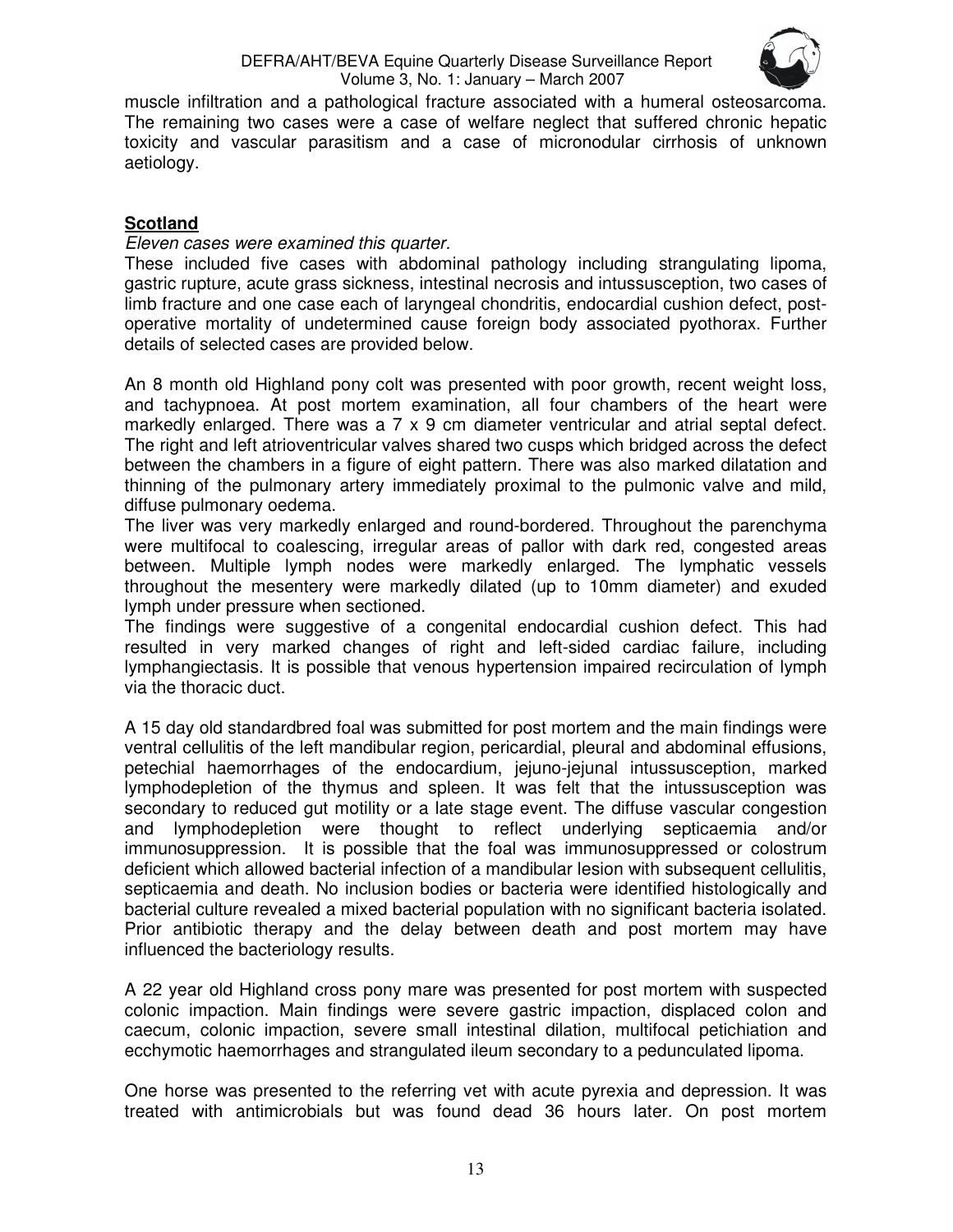muscle infiltration and a pathological fracture associated with a humeral osteosarcoma. The remaining two cases were a case of welfare neglect that suffered chronic hepatic toxicity and vascular parasitism and a case of micronodular cirrhosis of unknown aetiology.

## Scotland

*Eleven cases were examined this quarter.*

These included five cases with abdominal pathology including strangulating lipoma, gastric rupture, acute grass sickness, intestinal necrosis and intussusception, two cases of limb fracture and one case each of laryngeal chondritis, endocardial cushion defect, post-operative mortality of undetermined cause foreign body associated pyothorax. Further details of selected cases are provided below.

An 8 month old Highland pony colt was presented with poor growth, recent weight loss, and tachypnoea. At post mortem examination, all four chambers of the heart were markedly enlarged. There was a 7 x 9 cm diameter ventricular and atrial septal defect. The right and left atrioventricular valves shared two cusps which bridged across the defect between the chambers in a figure of eight pattern. There was also marked dilatation and thinning of the pulmonary artery immediately proximal to the pulmonic valve and mild, diffuse pulmonary oedema.

The liver was very markedly enlarged and round-bordered. Throughout the parenchyma were multifocal to coalescing, irregular areas of pallor with dark red, congested areas between. Multiple lymph nodes were markedly enlarged. The lymphatic vessels throughout the mesentery were markedly dilated (up to 10mm diameter) and exuded lymph under pressure when sectioned.

The findings were suggestive of a congenital endocardial cushion defect. This had resulted in very marked changes of right and left-sided cardiac failure, including lymphangiectasis. It is possible that venous hypertension impaired recirculation of lymph via the thoracic duct.

A 15 day old standardbred foal was submitted for post mortem and the main findings were ventral cellulitis of the left mandibular region, pericardial, pleural and abdominal effusions, petechial haemorrhages of the endocardium, jejuno-jejunal intussusception, marked lymphodepletion of the thymus and spleen. It was felt that the intussusception was secondary to reduced gut motility or a late stage event. The diffuse vascular congestion and lymphodepletion were thought to reflect underlying septicaemia and/or immunosuppression. It is possible that the foal was immunosuppressed or colostrum deficient which allowed bacterial infection of a mandibular lesion with subsequent cellulitis, septicaemia and death. No inclusion bodies or bacteria were identified histologically and bacterial culture revealed a mixed bacterial population with no significant bacteria isolated. Prior antibiotic therapy and the delay between death and post mortem may have influenced the bacteriology results.

A 22 year old Highland cross pony mare was presented for post mortem with suspected colonic impaction. Main findings were severe gastric impaction, displaced colon and caecum, colonic impaction, severe small intestinal dilation, multifocal petichiation and ecchymotic haemorrhages and strangulated ileum secondary to a pedunculated lipoma.

One horse was presented to the referring vet with acute pyrexia and depression. It was treated with antimicrobials but was found dead 36 hours later. On post mortem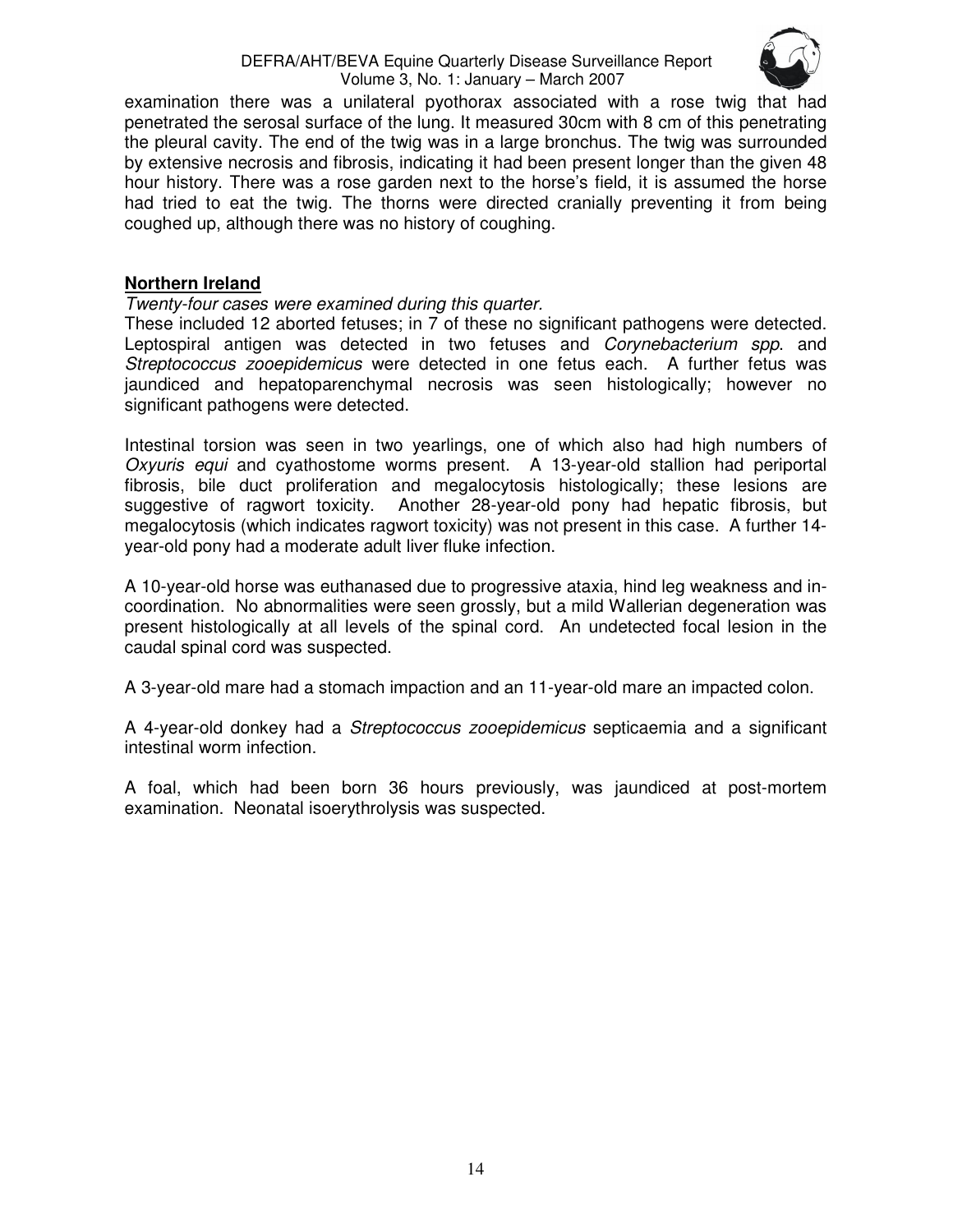examination there was a unilateral pyothorax associated with a rose twig that had penetrated the serosal surface of the lung. It measured 30cm with 8 cm of this penetrating the pleural cavity. The end of the twig was in a large bronchus. The twig was surrounded by extensive necrosis and fibrosis, indicating it had been present longer than the given 48 hour history. There was a rose garden next to the horse's field, it is assumed the horse had tried to eat the twig. The thorns were directed cranially preventing it from being coughed up, although there was no history of coughing.

## Northern Ireland

*Twenty-four cases were examined during this quarter.*

These included 12 aborted fetuses; in 7 of these no significant pathogens were detected. Leptospiral antigen was detected in two fetuses and *Corynebacterium spp*. and *Streptococcus zooepidemicus* were detected in one fetus each. A further fetus was jaundiced and hepatoparenchymal necrosis was seen histologically; however no significant pathogens were detected.

Intestinal torsion was seen in two yearlings, one of which also had high numbers of *Oxyuris equi* and cyathostome worms present. A 13-year-old stallion had periportal fibrosis, bile duct proliferation and megalocytosis histologically; these lesions are suggestive of ragwort toxicity. Another 28-year-old pony had hepatic fibrosis, but megalocytosis (which indicates ragwort toxicity) was not present in this case. A further 14-year-old pony had a moderate adult liver fluke infection.

A 10-year-old horse was euthanased due to progressive ataxia, hind leg weakness and in-coordination. No abnormalities were seen grossly, but a mild Wallerian degeneration was present histologically at all levels of the spinal cord. An undetected focal lesion in the caudal spinal cord was suspected.

A 3-year-old mare had a stomach impaction and an 11-year-old mare an impacted colon.

A 4-year-old donkey had a *Streptococcus zooepidemicus* septicaemia and a significant intestinal worm infection.

A foal, which had been born 36 hours previously, was jaundiced at post-mortem examination. Neonatal isoerythrolysis was suspected.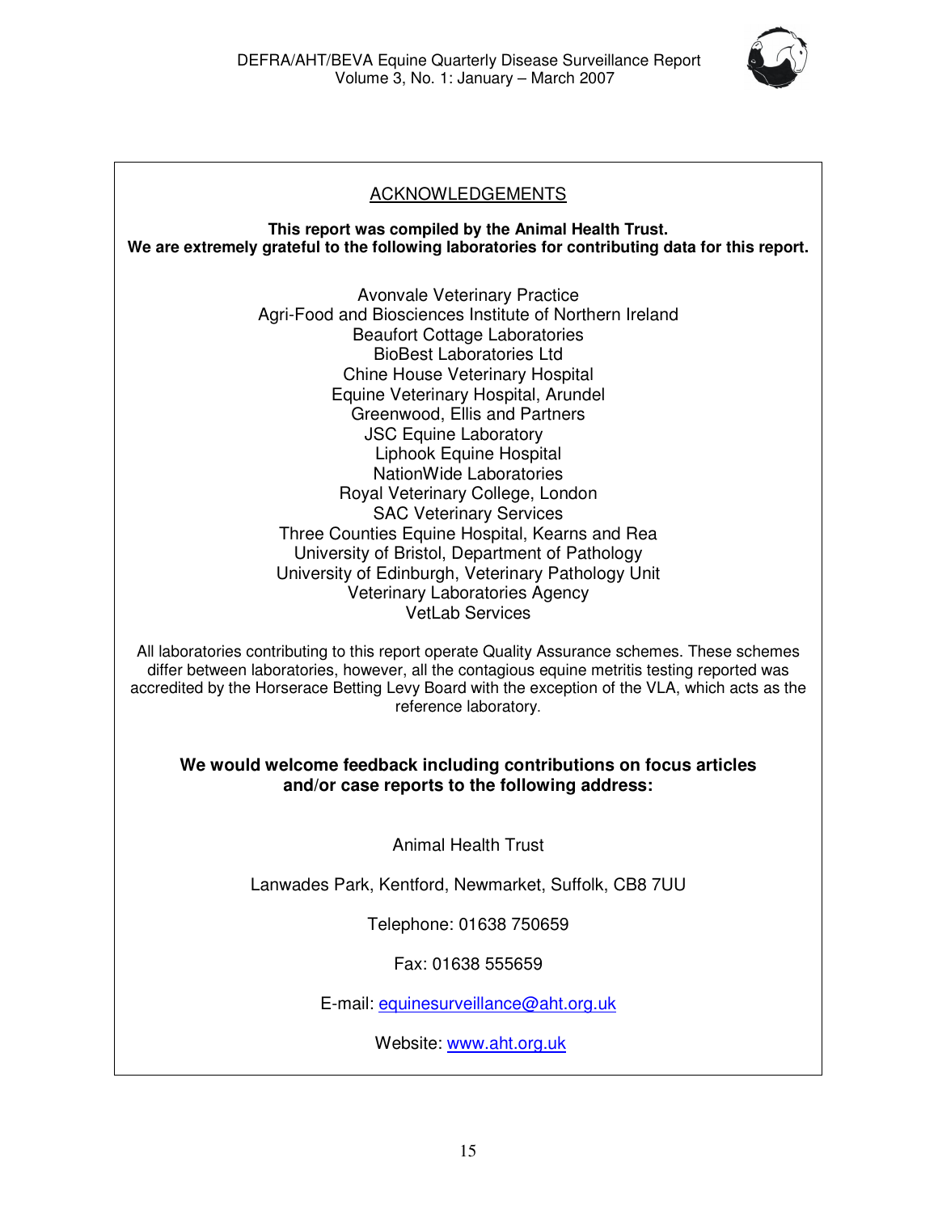## ACKNOWLEDGEMENTS

**This report was compiled by the Animal Health Trust.**
**We are extremely grateful to the following laboratories for contributing data for this report.**

Avonvale Veterinary Practice
Agri-Food and Biosciences Institute of Northern Ireland
Beaufort Cottage Laboratories
BioBest Laboratories Ltd
Chine House Veterinary Hospital
Equine Veterinary Hospital, Arundel
Greenwood, Ellis and Partners
JSC Equine Laboratory
Liphook Equine Hospital
NationWide Laboratories
Royal Veterinary College, London
SAC Veterinary Services
Three Counties Equine Hospital, Kearns and Rea
University of Bristol, Department of Pathology
University of Edinburgh, Veterinary Pathology Unit
Veterinary Laboratories Agency
VetLab Services

All laboratories contributing to this report operate Quality Assurance schemes. These schemes differ between laboratories, however, all the contagious equine metritis testing reported was accredited by the Horserace Betting Levy Board with the exception of the VLA, which acts as the reference laboratory.

**We would welcome feedback including contributions on focus articles and/or case reports to the following address:**

Animal Health Trust

Lanwades Park, Kentford, Newmarket, Suffolk, CB8 7UU

Telephone: 01638 750659

Fax: 01638 555659

E-mail: equinesurveillance@aht.org.uk

Website: www.aht.org.uk